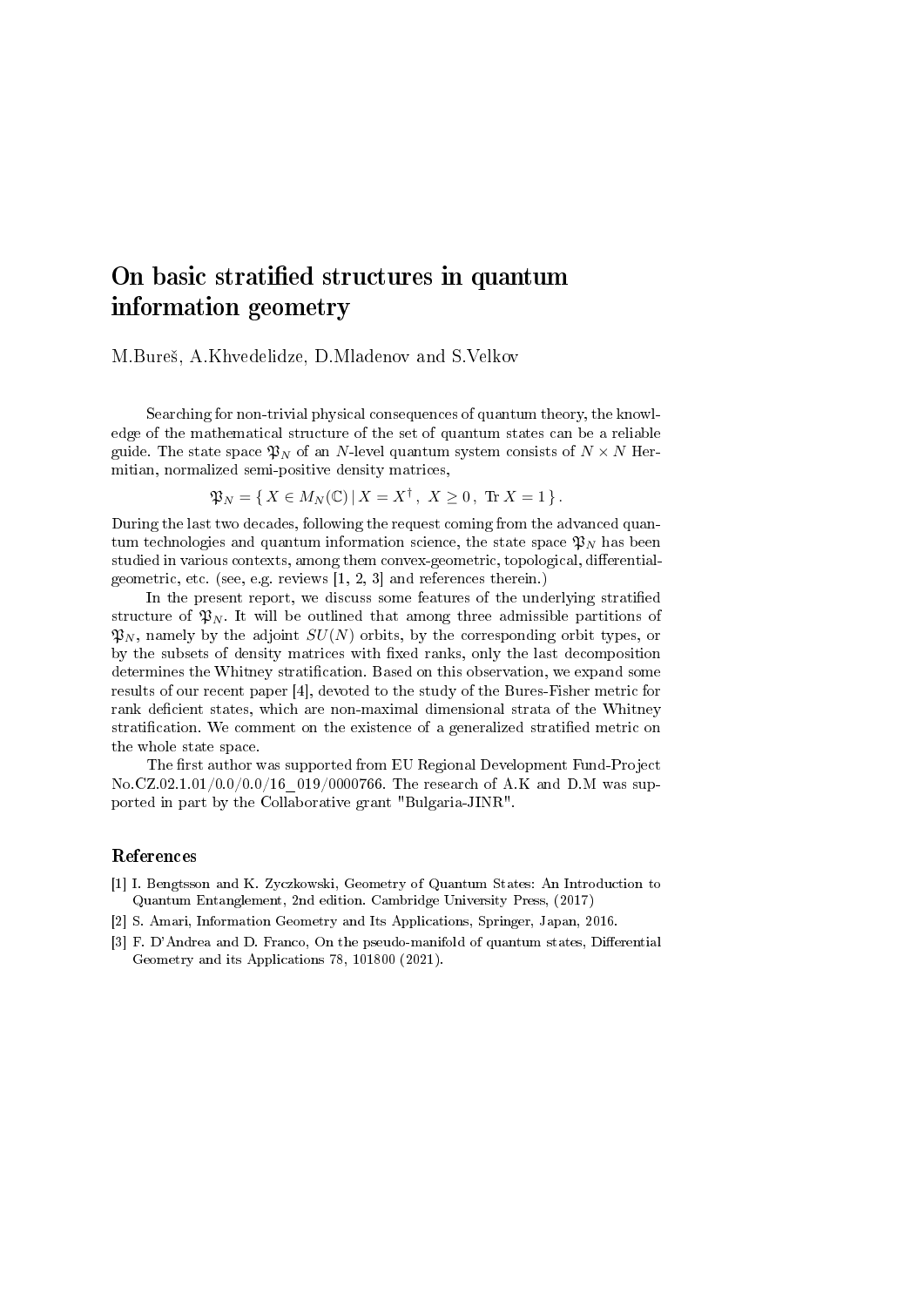# On basic stratified structures in quantum information geometry

M.Bureš, A.Khvedelidze, D.Mladenov and S.Velkov

Searching for non-trivial physical consequences of quantum theory, the knowledge of the mathematical structure of the set of quantum states can be a reliable guide. The state space $\mathfrak{P}_N$ of an $N$-level quantum system consists of $N \times N$ Hermitian, normalized semi-positive density matrices,

$$\mathfrak{P}_N = \{\, X \in M_N(\mathbb{C}) \,|\, X = X^\dagger \,,\; X \geq 0 \,,\; \operatorname{Tr} X = 1 \,\} \,.$$

During the last two decades, following the request coming from the advanced quantum technologies and quantum information science, the state space $\mathfrak{P}_N$ has been studied in various contexts, among them convex-geometric, topological, differential-geometric, etc. (see, e.g. reviews [1, 2, 3] and references therein.)

In the present report, we discuss some features of the underlying stratified structure of $\mathfrak{P}_N$. It will be outlined that among three admissible partitions of $\mathfrak{P}_N$, namely by the adjoint $SU(N)$ orbits, by the corresponding orbit types, or by the subsets of density matrices with fixed ranks, only the last decomposition determines the Whitney stratification. Based on this observation, we expand some results of our recent paper [4], devoted to the study of the Bures-Fisher metric for rank deficient states, which are non-maximal dimensional strata of the Whitney stratification. We comment on the existence of a generalized stratified metric on the whole state space.

The first author was supported from EU Regional Development Fund-Project No.CZ.02.1.01/0.0/0.0/16_019/0000766. The research of A.K and D.M was supported in part by the Collaborative grant "Bulgaria-JINR".

## References

[1] I. Bengtsson and K. Zyczkowski, Geometry of Quantum States: An Introduction to Quantum Entanglement, 2nd edition. Cambridge University Press, (2017)

[2] S. Amari, Information Geometry and Its Applications, Springer, Japan, 2016.

[3] F. D'Andrea and D. Franco, On the pseudo-manifold of quantum states, Differential Geometry and its Applications 78, 101800 (2021).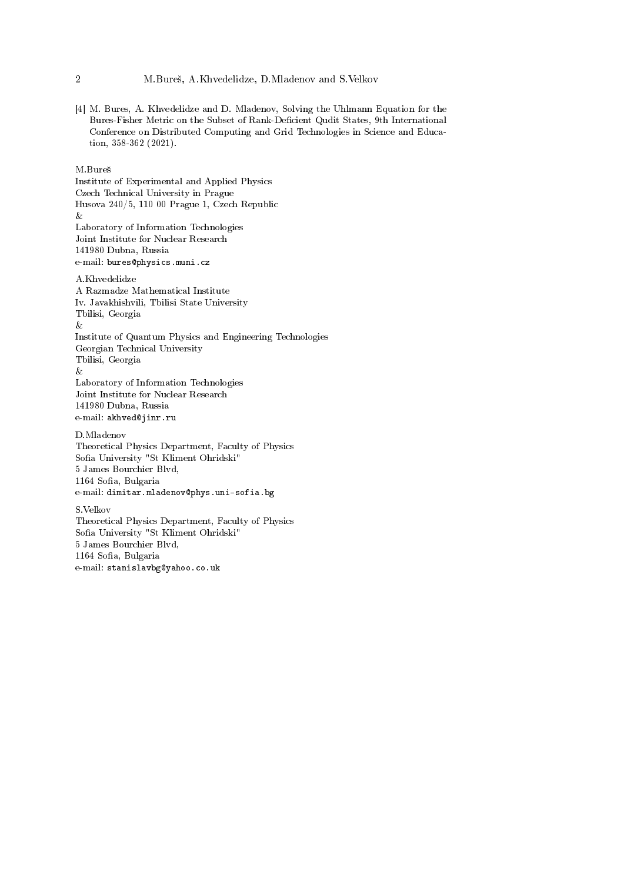[4] M. Bures, A. Khvedelidze and D. Mladenov, Solving the Uhlmann Equation for the Bures-Fisher Metric on the Subset of Rank-Deficient Qudit States, 9th International Conference on Distributed Computing and Grid Technologies in Science and Education, 358-362 (2021).

M.Bureš
Institute of Experimental and Applied Physics
Czech Technical University in Prague
Husova 240/5, 110 00 Prague 1, Czech Republic
&
Laboratory of Information Technologies
Joint Institute for Nuclear Research
141980 Dubna, Russia
e-mail: `bures@physics.muni.cz`

A.Khvedelidze
A Razmadze Mathematical Institute
Iv. Javakhishvili, Tbilisi State University
Tbilisi, Georgia
&
Institute of Quantum Physics and Engineering Technologies
Georgian Technical University
Tbilisi, Georgia
&
Laboratory of Information Technologies
Joint Institute for Nuclear Research
141980 Dubna, Russia
e-mail: `akhved@jinr.ru`

D.Mladenov
Theoretical Physics Department, Faculty of Physics
Sofia University "St Kliment Ohridski"
5 James Bourchier Blvd,
1164 Sofia, Bulgaria
e-mail: `dimitar.mladenov@phys.uni-sofia.bg`

S.Velkov
Theoretical Physics Department, Faculty of Physics
Sofia University "St Kliment Ohridski"
5 James Bourchier Blvd,
1164 Sofia, Bulgaria
e-mail: `stanislavbg@yahoo.co.uk`